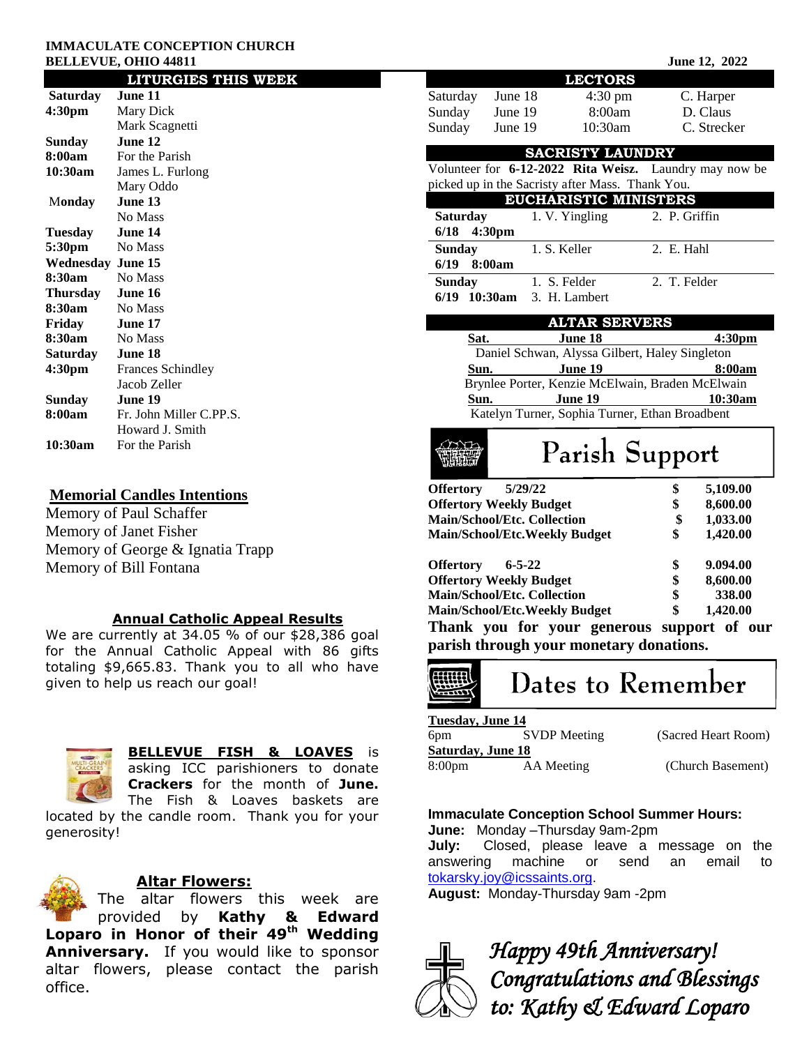**IMMACULATE CONCEPTION CHURCH**
**BELLEVUE, OHIO 44811**

**June 12, 2022**

## LITURGIES THIS WEEK

| | |
|---|---|
| **Saturday** | **June 11** |
| **4:30pm** | Mary Dick |
| | Mark Scagnetti |
| **Sunday** | **June 12** |
| **8:00am** | For the Parish |
| **10:30am** | James L. Furlong |
| | Mary Oddo |
| **Monday** | **June 13** |
| | No Mass |
| **Tuesday** | **June 14** |
| **5:30pm** | No Mass |
| **Wednesday** | **June 15** |
| **8:30am** | No Mass |
| **Thursday** | **June 16** |
| **8:30am** | No Mass |
| **Friday** | **June 17** |
| **8:30am** | No Mass |
| **Saturday** | **June 18** |
| **4:30pm** | Frances Schindley |
| | Jacob Zeller |
| **Sunday** | **June 19** |
| **8:00am** | Fr. John Miller C.PP.S. |
| | Howard J. Smith |
| **10:30am** | For the Parish |

## Memorial Candles Intentions

Memory of Paul Schaffer
Memory of Janet Fisher
Memory of George & Ignatia Trapp
Memory of Bill Fontana

## Annual Catholic Appeal Results

We are currently at 34.05 % of our $28,386 goal for the Annual Catholic Appeal with 86 gifts totaling $9,665.83. Thank you to all who have given to help us reach our goal!

**BELLEVUE FISH & LOAVES** is asking ICC parishioners to donate **Crackers** for the month of **June.** The Fish & Loaves baskets are located by the candle room. Thank you for your generosity!

## Altar Flowers:

The altar flowers this week are provided by **Kathy & Edward Loparo in Honor of their 49th Wedding Anniversary.** If you would like to sponsor altar flowers, please contact the parish office.

## LECTORS

| | | | |
|---|---|---|---|
| Saturday | June 18 | 4:30 pm | C. Harper |
| Sunday | June 19 | 8:00am | D. Claus |
| Sunday | June 19 | 10:30am | C. Strecker |

## SACRISTY LAUNDRY

Volunteer for **6-12-2022 Rita Weisz.** Laundry may now be picked up in the Sacristy after Mass. Thank You.

## EUCHARISTIC MINISTERS

| | | |
|---|---|---|
| **Saturday 6/18 4:30pm** | 1. V. Yingling | 2. P. Griffin |
| **Sunday 6/19 8:00am** | 1. S. Keller | 2. E. Hahl |
| **Sunday 6/19 10:30am** | 1. S. Felder<br>3. H. Lambert | 2. T. Felder |

## ALTAR SERVERS

**Sat. June 18 4:30pm**
Daniel Schwan, Alyssa Gilbert, Haley Singleton

**Sun. June 19 8:00am**
Brynlee Porter, Kenzie McElwain, Braden McElwain

**Sun. June 19 10:30am**
Katelyn Turner, Sophia Turner, Ethan Broadbent

## Parish Support

| | |
|---|---|
| **Offertory 5/29/22** | **$ 5,109.00** |
| **Offertory Weekly Budget** | **$ 8,600.00** |
| **Main/School/Etc. Collection** | **$ 1,033.00** |
| **Main/School/Etc.Weekly Budget** | **$ 1,420.00** |
| | |
| **Offertory 6-5-22** | **$ 9.094.00** |
| **Offertory Weekly Budget** | **$ 8,600.00** |
| **Main/School/Etc. Collection** | **$ 338.00** |
| **Main/School/Etc.Weekly Budget** | **$ 1,420.00** |

**Thank you for your generous support of our parish through your monetary donations.**

## Dates to Remember

**Tuesday, June 14**
6pm SVDP Meeting (Sacred Heart Room)

**Saturday, June 18**
8:00pm AA Meeting (Church Basement)

**Immaculate Conception School Summer Hours:**
**June:** Monday –Thursday 9am-2pm
**July:** Closed, please leave a message on the answering machine or send an email to tokarsky.joy@icssaints.org.
**August:** Monday-Thursday 9am -2pm

*Happy 49th Anniversary!*
*Congratulations and Blessings to: Kathy & Edward Loparo*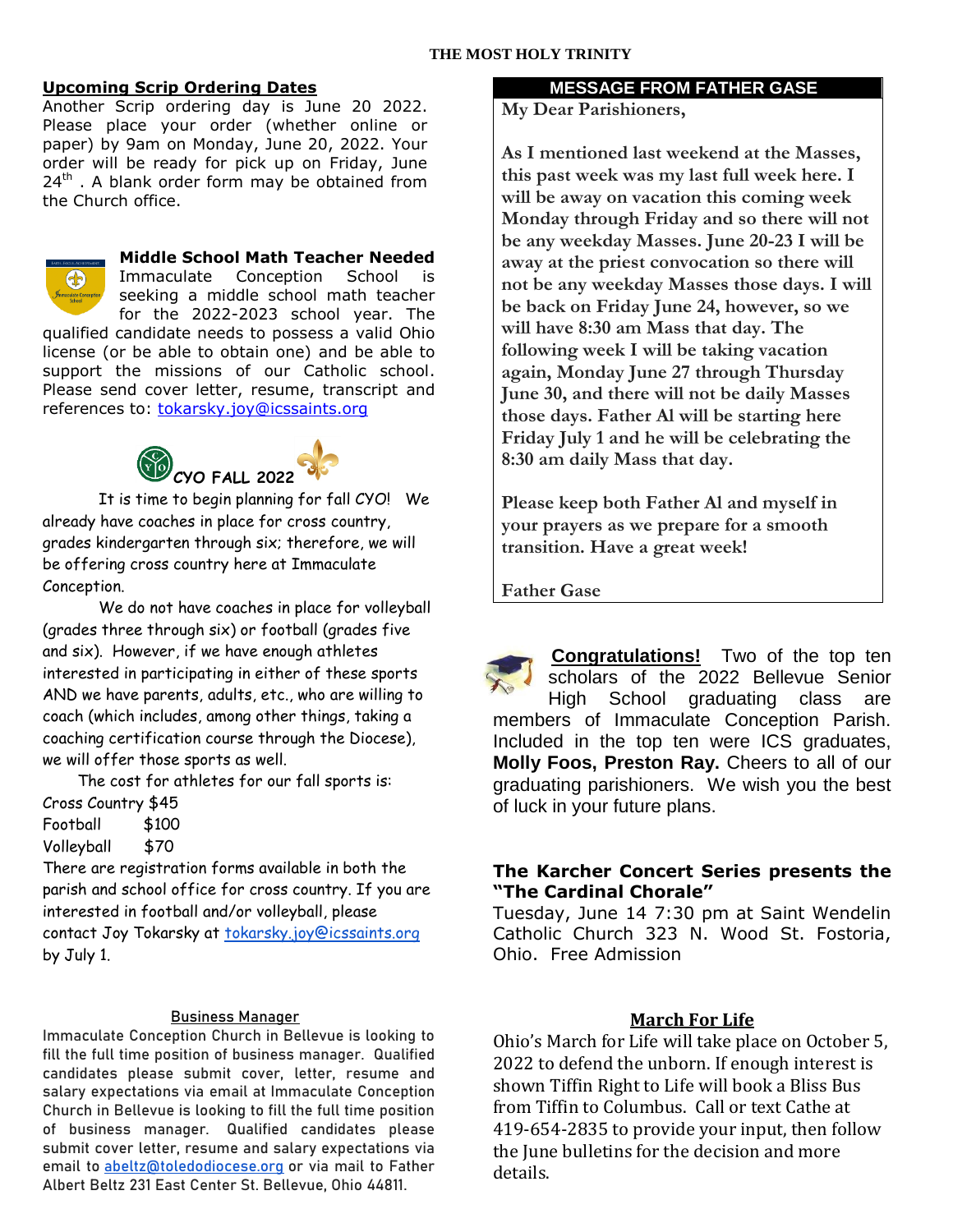## Upcoming Scrip Ordering Dates

Another Scrip ordering day is June 20 2022. Please place your order (whether online or paper) by 9am on Monday, June 20, 2022. Your order will be ready for pick up on Friday, June 24th . A blank order form may be obtained from the Church office.

## Middle School Math Teacher Needed

Immaculate Conception School is seeking a middle school math teacher for the 2022-2023 school year. The qualified candidate needs to possess a valid Ohio license (or be able to obtain one) and be able to support the missions of our Catholic school. Please send cover letter, resume, transcript and references to: tokarsky.joy@icssaints.org

## CYO FALL 2022

It is time to begin planning for fall CYO! We already have coaches in place for cross country, grades kindergarten through six; therefore, we will be offering cross country here at Immaculate Conception.

We do not have coaches in place for volleyball (grades three through six) or football (grades five and six). However, if we have enough athletes interested in participating in either of these sports AND we have parents, adults, etc., who are willing to coach (which includes, among other things, taking a coaching certification course through the Diocese), we will offer those sports as well.

The cost for athletes for our fall sports is:

Cross Country $45
Football $100
Volleyball $70

There are registration forms available in both the parish and school office for cross country. If you are interested in football and/or volleyball, please contact Joy Tokarsky at tokarsky.joy@icssaints.org by July 1.

## Business Manager

Immaculate Conception Church in Bellevue is looking to fill the full time position of business manager. Qualified candidates please submit cover, letter, resume and salary expectations via email at Immaculate Conception Church in Bellevue is looking to fill the full time position of business manager. Qualified candidates please submit cover letter, resume and salary expectations via email to abeltz@toledodiocese.org or via mail to Father Albert Beltz 231 East Center St. Bellevue, Ohio 44811.

## MESSAGE FROM FATHER GASE

**My Dear Parishioners,**

**As I mentioned last weekend at the Masses, this past week was my last full week here. I will be away on vacation this coming week Monday through Friday and so there will not be any weekday Masses. June 20-23 I will be away at the priest convocation so there will not be any weekday Masses those days. I will be back on Friday June 24, however, so we will have 8:30 am Mass that day. The following week I will be taking vacation again, Monday June 27 through Thursday June 30, and there will not be daily Masses those days. Father Al will be starting here Friday July 1 and he will be celebrating the 8:30 am daily Mass that day.**

**Please keep both Father Al and myself in your prayers as we prepare for a smooth transition. Have a great week!**

**Father Gase**

**Congratulations!** Two of the top ten scholars of the 2022 Bellevue Senior High School graduating class are members of Immaculate Conception Parish. Included in the top ten were ICS graduates, **Molly Foos, Preston Ray.** Cheers to all of our graduating parishioners. We wish you the best of luck in your future plans.

## The Karcher Concert Series presents the "The Cardinal Chorale"

Tuesday, June 14 7:30 pm at Saint Wendelin Catholic Church 323 N. Wood St. Fostoria, Ohio. Free Admission

## March For Life

Ohio's March for Life will take place on October 5, 2022 to defend the unborn. If enough interest is shown Tiffin Right to Life will book a Bliss Bus from Tiffin to Columbus. Call or text Cathe at 419-654-2835 to provide your input, then follow the June bulletins for the decision and more details.